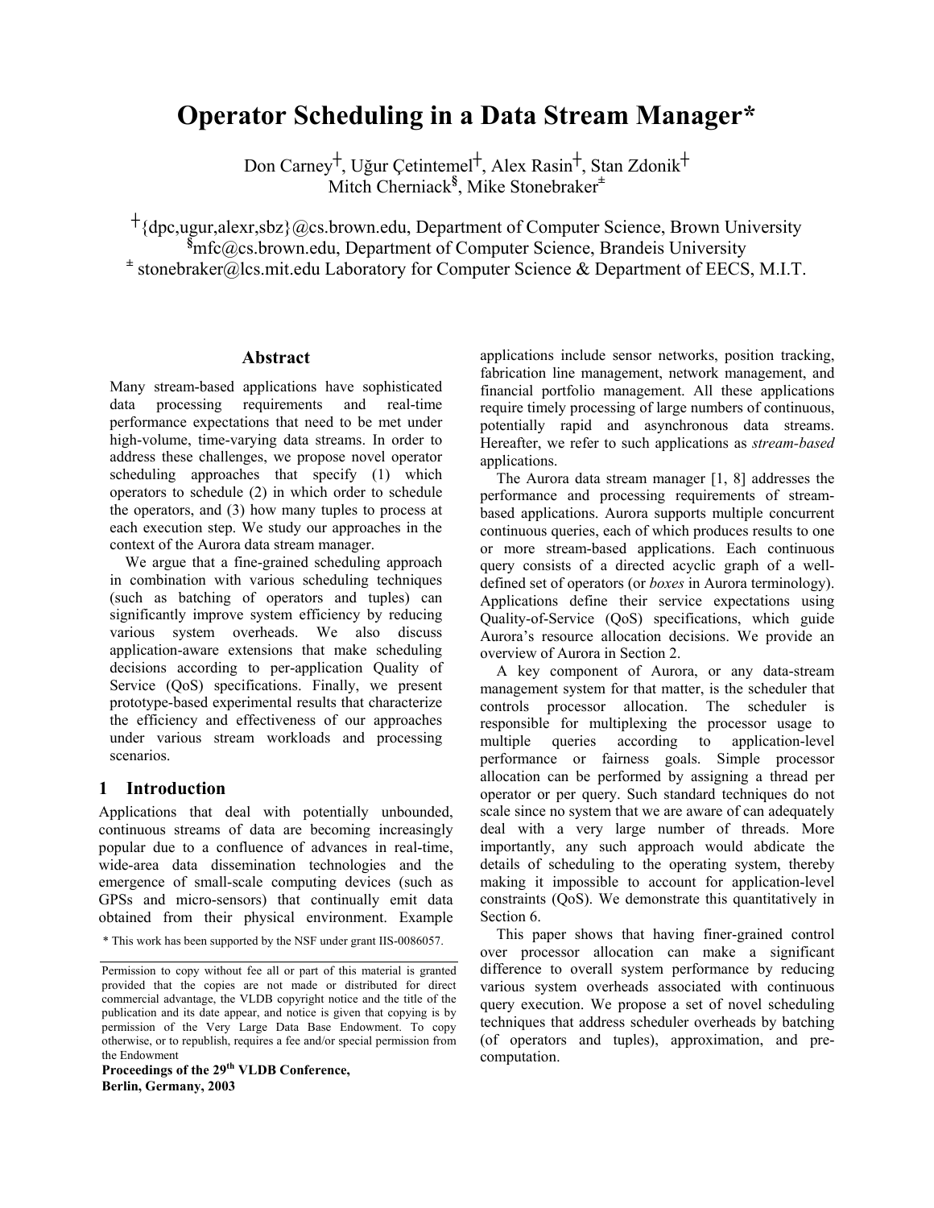# Operator Scheduling in a Data Stream Manager*

Don Carney†, Uğur Çetintemel†, Alex Rasin†, Stan Zdonik†
Mitch Cherniack§, Mike Stonebraker±

†{dpc,ugur,alexr,sbz}@cs.brown.edu, Department of Computer Science, Brown University
§mfc@cs.brown.edu, Department of Computer Science, Brandeis University
± stonebraker@lcs.mit.edu Laboratory for Computer Science & Department of EECS, M.I.T.

### Abstract

Many stream-based applications have sophisticated data processing requirements and real-time performance expectations that need to be met under high-volume, time-varying data streams. In order to address these challenges, we propose novel operator scheduling approaches that specify (1) which operators to schedule (2) in which order to schedule the operators, and (3) how many tuples to process at each execution step. We study our approaches in the context of the Aurora data stream manager.

We argue that a fine-grained scheduling approach in combination with various scheduling techniques (such as batching of operators and tuples) can significantly improve system efficiency by reducing various system overheads. We also discuss application-aware extensions that make scheduling decisions according to per-application Quality of Service (QoS) specifications. Finally, we present prototype-based experimental results that characterize the efficiency and effectiveness of our approaches under various stream workloads and processing scenarios.

## 1 Introduction

Applications that deal with potentially unbounded, continuous streams of data are becoming increasingly popular due to a confluence of advances in real-time, wide-area data dissemination technologies and the emergence of small-scale computing devices (such as GPSs and micro-sensors) that continually emit data obtained from their physical environment. Example applications include sensor networks, position tracking, fabrication line management, network management, and financial portfolio management. All these applications require timely processing of large numbers of continuous, potentially rapid and asynchronous data streams. Hereafter, we refer to such applications as *stream-based* applications.

The Aurora data stream manager [1, 8] addresses the performance and processing requirements of stream-based applications. Aurora supports multiple concurrent continuous queries, each of which produces results to one or more stream-based applications. Each continuous query consists of a directed acyclic graph of a well-defined set of operators (or *boxes* in Aurora terminology). Applications define their service expectations using Quality-of-Service (QoS) specifications, which guide Aurora's resource allocation decisions. We provide an overview of Aurora in Section 2.

A key component of Aurora, or any data-stream management system for that matter, is the scheduler that controls processor allocation. The scheduler is responsible for multiplexing the processor usage to multiple queries according to application-level performance or fairness goals. Simple processor allocation can be performed by assigning a thread per operator or per query. Such standard techniques do not scale since no system that we are aware of can adequately deal with a very large number of threads. More importantly, any such approach would abdicate the details of scheduling to the operating system, thereby making it impossible to account for application-level constraints (QoS). We demonstrate this quantitatively in Section 6.

This paper shows that having finer-grained control over processor allocation can make a significant difference to overall system performance by reducing various system overheads associated with continuous query execution. We propose a set of novel scheduling techniques that address scheduler overheads by batching (of operators and tuples), approximation, and pre-computation.

\* This work has been supported by the NSF under grant IIS-0086057.

Permission to copy without fee all or part of this material is granted provided that the copies are not made or distributed for direct commercial advantage, the VLDB copyright notice and the title of the publication and its date appear, and notice is given that copying is by permission of the Very Large Data Base Endowment. To copy otherwise, or to republish, requires a fee and/or special permission from the Endowment

**Proceedings of the 29th VLDB Conference,**
**Berlin, Germany, 2003**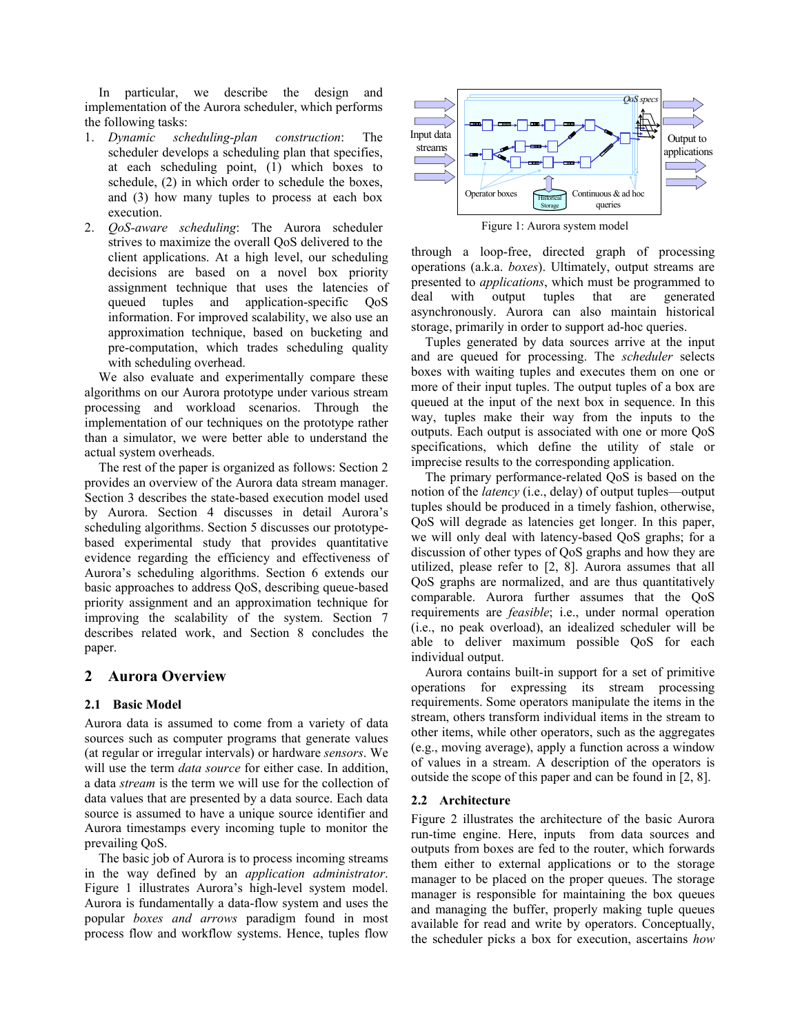In particular, we describe the design and implementation of the Aurora scheduler, which performs the following tasks:

1. *Dynamic scheduling-plan construction*: The scheduler develops a scheduling plan that specifies, at each scheduling point, (1) which boxes to schedule, (2) in which order to schedule the boxes, and (3) how many tuples to process at each box execution.
2. *QoS-aware scheduling*: The Aurora scheduler strives to maximize the overall QoS delivered to the client applications. At a high level, our scheduling decisions are based on a novel box priority assignment technique that uses the latencies of queued tuples and application-specific QoS information. For improved scalability, we also use an approximation technique, based on bucketing and pre-computation, which trades scheduling quality with scheduling overhead.

We also evaluate and experimentally compare these algorithms on our Aurora prototype under various stream processing and workload scenarios. Through the implementation of our techniques on the prototype rather than a simulator, we were better able to understand the actual system overheads.

The rest of the paper is organized as follows: Section 2 provides an overview of the Aurora data stream manager. Section 3 describes the state-based execution model used by Aurora. Section 4 discusses in detail Aurora's scheduling algorithms. Section 5 discusses our prototype-based experimental study that provides quantitative evidence regarding the efficiency and effectiveness of Aurora's scheduling algorithms. Section 6 extends our basic approaches to address QoS, describing queue-based priority assignment and an approximation technique for improving the scalability of the system. Section 7 describes related work, and Section 8 concludes the paper.

## 2 Aurora Overview

### 2.1 Basic Model

Aurora data is assumed to come from a variety of data sources such as computer programs that generate values (at regular or irregular intervals) or hardware *sensors*. We will use the term *data source* for either case. In addition, a data *stream* is the term we will use for the collection of data values that are presented by a data source. Each data source is assumed to have a unique source identifier and Aurora timestamps every incoming tuple to monitor the prevailing QoS.

The basic job of Aurora is to process incoming streams in the way defined by an *application administrator*. Figure 1 illustrates Aurora's high-level system model. Aurora is fundamentally a data-flow system and uses the popular *boxes and arrows* paradigm found in most process flow and workflow systems. Hence, tuples flow

Input data streams

QoS specs

Output to applications

Operator boxes

Historical Storage

Continuous & ad hoc queries

Figure 1: Aurora system model

through a loop-free, directed graph of processing operations (a.k.a. *boxes*). Ultimately, output streams are presented to *applications*, which must be programmed to deal with output tuples that are generated asynchronously. Aurora can also maintain historical storage, primarily in order to support ad-hoc queries.

Tuples generated by data sources arrive at the input and are queued for processing. The *scheduler* selects boxes with waiting tuples and executes them on one or more of their input tuples. The output tuples of a box are queued at the input of the next box in sequence. In this way, tuples make their way from the inputs to the outputs. Each output is associated with one or more QoS specifications, which define the utility of stale or imprecise results to the corresponding application.

The primary performance-related QoS is based on the notion of the *latency* (i.e., delay) of output tuples—output tuples should be produced in a timely fashion, otherwise, QoS will degrade as latencies get longer. In this paper, we will only deal with latency-based QoS graphs; for a discussion of other types of QoS graphs and how they are utilized, please refer to [2, 8]. Aurora assumes that all QoS graphs are normalized, and are thus quantitatively comparable. Aurora further assumes that the QoS requirements are *feasible*; i.e., under normal operation (i.e., no peak overload), an idealized scheduler will be able to deliver maximum possible QoS for each individual output.

Aurora contains built-in support for a set of primitive operations for expressing its stream processing requirements. Some operators manipulate the items in the stream, others transform individual items in the stream to other items, while other operators, such as the aggregates (e.g., moving average), apply a function across a window of values in a stream. A description of the operators is outside the scope of this paper and can be found in [2, 8].

### 2.2 Architecture

Figure 2 illustrates the architecture of the basic Aurora run-time engine. Here, inputs from data sources and outputs from boxes are fed to the router, which forwards them either to external applications or to the storage manager to be placed on the proper queues. The storage manager is responsible for maintaining the box queues and managing the buffer, properly making tuple queues available for read and write by operators. Conceptually, the scheduler picks a box for execution, ascertains *how*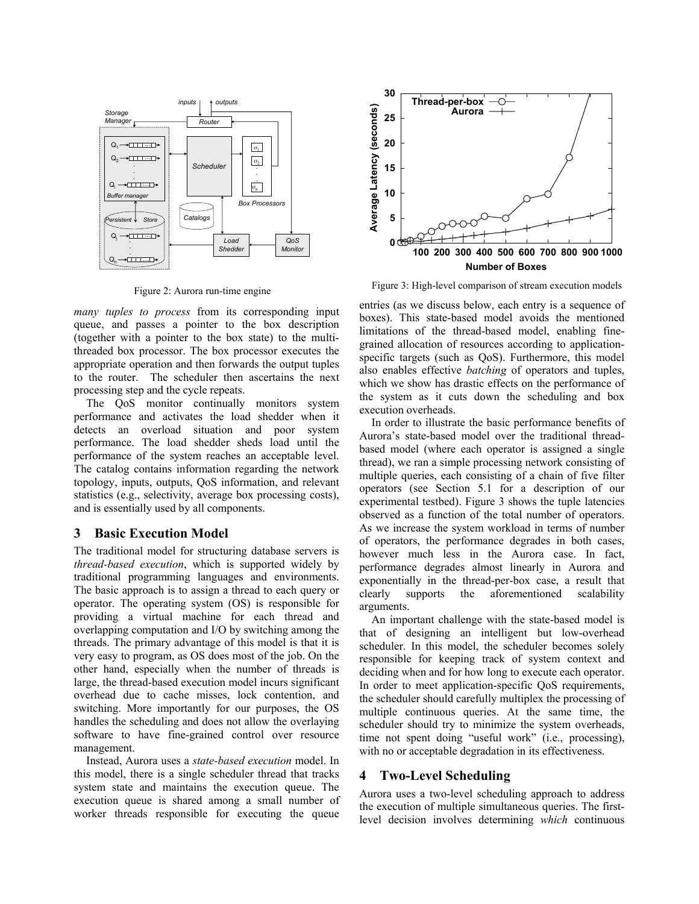Figure 2: Aurora run-time engine

*many tuples to process* from its corresponding input queue, and passes a pointer to the box description (together with a pointer to the box state) to the multi-threaded box processor. The box processor executes the appropriate operation and then forwards the output tuples to the router. The scheduler then ascertains the next processing step and the cycle repeats.

The QoS monitor continually monitors system performance and activates the load shedder when it detects an overload situation and poor system performance. The load shedder sheds load until the performance of the system reaches an acceptable level. The catalog contains information regarding the network topology, inputs, outputs, QoS information, and relevant statistics (e.g., selectivity, average box processing costs), and is essentially used by all components.

## 3 Basic Execution Model

The traditional model for structuring database servers is *thread-based execution*, which is supported widely by traditional programming languages and environments. The basic approach is to assign a thread to each query or operator. The operating system (OS) is responsible for providing a virtual machine for each thread and overlapping computation and I/O by switching among the threads. The primary advantage of this model is that it is very easy to program, as OS does most of the job. On the other hand, especially when the number of threads is large, the thread-based execution model incurs significant overhead due to cache misses, lock contention, and switching. More importantly for our purposes, the OS handles the scheduling and does not allow the overlaying software to have fine-grained control over resource management.

Instead, Aurora uses a *state-based execution* model. In this model, there is a single scheduler thread that tracks system state and maintains the execution queue. The execution queue is shared among a small number of worker threads responsible for executing the queue entries (as we discuss below, each entry is a sequence of boxes). This state-based model avoids the mentioned limitations of the thread-based model, enabling fine-grained allocation of resources according to application-specific targets (such as QoS). Furthermore, this model also enables effective *batching* of operators and tuples, which we show has drastic effects on the performance of the system as it cuts down the scheduling and box execution overheads.

Figure 3: High-level comparison of stream execution models

In order to illustrate the basic performance benefits of Aurora's state-based model over the traditional thread-based model (where each operator is assigned a single thread), we ran a simple processing network consisting of multiple queries, each consisting of a chain of five filter operators (see Section 5.1 for a description of our experimental testbed). Figure 3 shows the tuple latencies observed as a function of the total number of operators. As we increase the system workload in terms of number of operators, the performance degrades in both cases, however much less in the Aurora case. In fact, performance degrades almost linearly in Aurora and exponentially in the thread-per-box case, a result that clearly supports the aforementioned scalability arguments.

An important challenge with the state-based model is that of designing an intelligent but low-overhead scheduler. In this model, the scheduler becomes solely responsible for keeping track of system context and deciding when and for how long to execute each operator. In order to meet application-specific QoS requirements, the scheduler should carefully multiplex the processing of multiple continuous queries. At the same time, the scheduler should try to minimize the system overheads, time not spent doing "useful work" (i.e., processing), with no or acceptable degradation in its effectiveness.

## 4 Two-Level Scheduling

Aurora uses a two-level scheduling approach to address the execution of multiple simultaneous queries. The first-level decision involves determining *which* continuous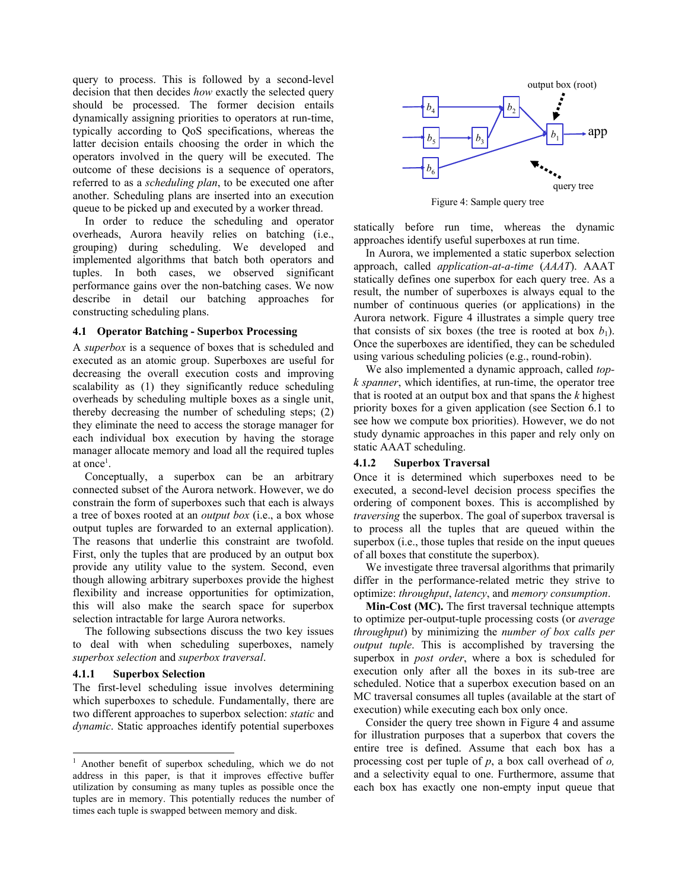query to process. This is followed by a second-level decision that then decides *how* exactly the selected query should be processed. The former decision entails dynamically assigning priorities to operators at run-time, typically according to QoS specifications, whereas the latter decision entails choosing the order in which the operators involved in the query will be executed. The outcome of these decisions is a sequence of operators, referred to as a *scheduling plan*, to be executed one after another. Scheduling plans are inserted into an execution queue to be picked up and executed by a worker thread.

In order to reduce the scheduling and operator overheads, Aurora heavily relies on batching (i.e., grouping) during scheduling. We developed and implemented algorithms that batch both operators and tuples. In both cases, we observed significant performance gains over the non-batching cases. We now describe in detail our batching approaches for constructing scheduling plans.

### 4.1 Operator Batching - Superbox Processing

A *superbox* is a sequence of boxes that is scheduled and executed as an atomic group. Superboxes are useful for decreasing the overall execution costs and improving scalability as (1) they significantly reduce scheduling overheads by scheduling multiple boxes as a single unit, thereby decreasing the number of scheduling steps; (2) they eliminate the need to access the storage manager for each individual box execution by having the storage manager allocate memory and load all the required tuples at once[1].

Conceptually, a superbox can be an arbitrary connected subset of the Aurora network. However, we do constrain the form of superboxes such that each is always a tree of boxes rooted at an *output box* (i.e., a box whose output tuples are forwarded to an external application). The reasons that underlie this constraint are twofold. First, only the tuples that are produced by an output box provide any utility value to the system. Second, even though allowing arbitrary superboxes provide the highest flexibility and increase opportunities for optimization, this will also make the search space for superbox selection intractable for large Aurora networks.

The following subsections discuss the two key issues to deal with when scheduling superboxes, namely *superbox selection* and *superbox traversal*.

#### 4.1.1 Superbox Selection

The first-level scheduling issue involves determining which superboxes to schedule. Fundamentally, there are two different approaches to superbox selection: *static* and *dynamic*. Static approaches identify potential superboxes statically before run time, whereas the dynamic approaches identify useful superboxes at run time.

[1] Another benefit of superbox scheduling, which we do not address in this paper, is that it improves effective buffer utilization by consuming as many tuples as possible once the tuples are in memory. This potentially reduces the number of times each tuple is swapped between memory and disk.

Figure 4: Sample query tree

In Aurora, we implemented a static superbox selection approach, called *application-at-a-time* (*AAAT*). AAAT statically defines one superbox for each query tree. As a result, the number of superboxes is always equal to the number of continuous queries (or applications) in the Aurora network. Figure 4 illustrates a simple query tree that consists of six boxes (the tree is rooted at box $b_1$). Once the superboxes are identified, they can be scheduled using various scheduling policies (e.g., round-robin).

We also implemented a dynamic approach, called *top-k spanner*, which identifies, at run-time, the operator tree that is rooted at an output box and that spans the *k* highest priority boxes for a given application (see Section 6.1 to see how we compute box priorities). However, we do not study dynamic approaches in this paper and rely only on static AAAT scheduling.

#### 4.1.2 Superbox Traversal

Once it is determined which superboxes need to be executed, a second-level decision process specifies the ordering of component boxes. This is accomplished by *traversing* the superbox. The goal of superbox traversal is to process all the tuples that are queued within the superbox (i.e., those tuples that reside on the input queues of all boxes that constitute the superbox).

We investigate three traversal algorithms that primarily differ in the performance-related metric they strive to optimize: *throughput*, *latency*, and *memory consumption*.

**Min-Cost (MC).** The first traversal technique attempts to optimize per-output-tuple processing costs (or *average throughput*) by minimizing the *number of box calls per output tuple*. This is accomplished by traversing the superbox in *post order*, where a box is scheduled for execution only after all the boxes in its sub-tree are scheduled. Notice that a superbox execution based on an MC traversal consumes all tuples (available at the start of execution) while executing each box only once.

Consider the query tree shown in Figure 4 and assume for illustration purposes that a superbox that covers the entire tree is defined. Assume that each box has a processing cost per tuple of $p$, a box call overhead of $o$, and a selectivity equal to one. Furthermore, assume that each box has exactly one non-empty input queue that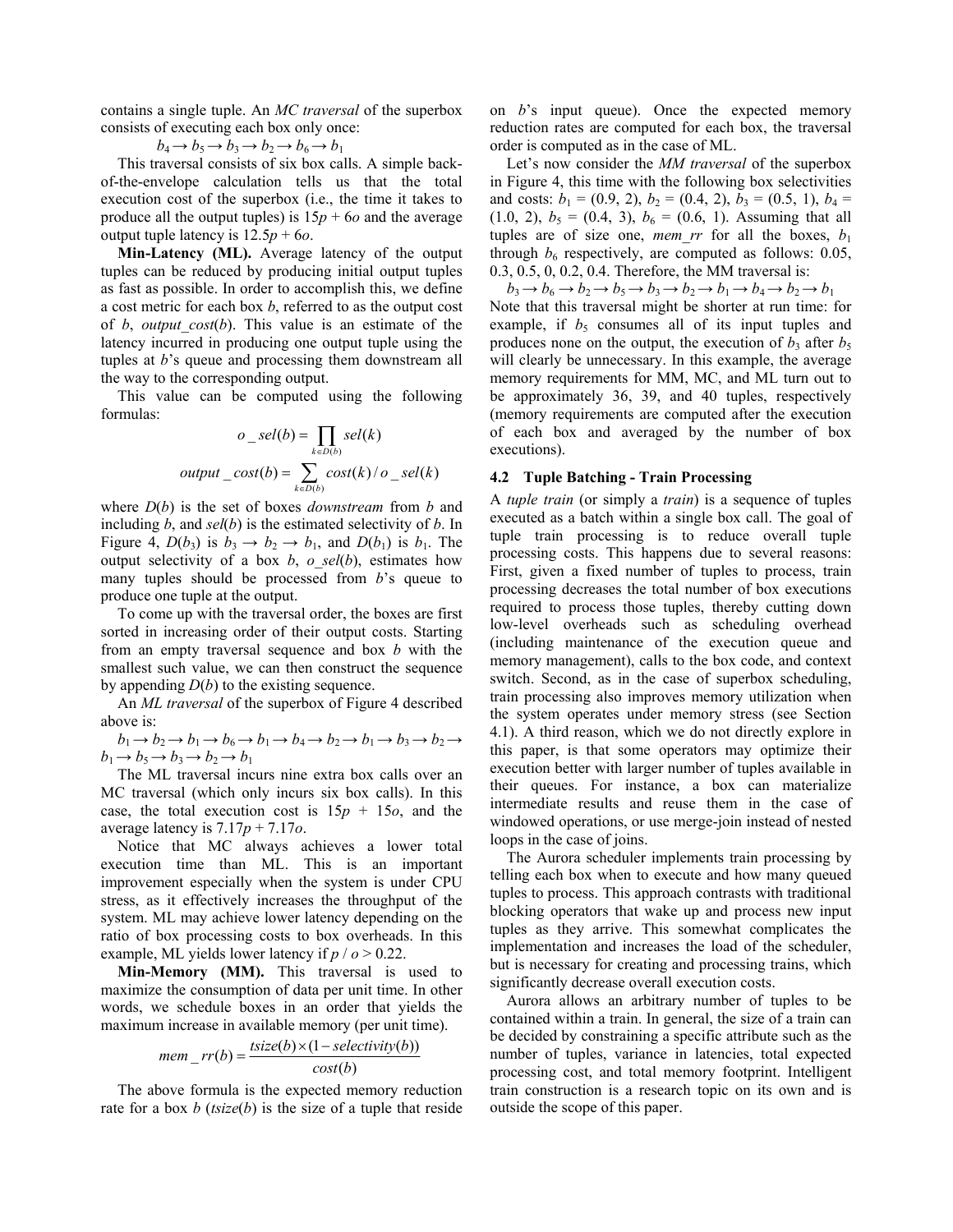contains a single tuple. An *MC traversal* of the superbox consists of executing each box only once:

$b_4 \rightarrow b_5 \rightarrow b_3 \rightarrow b_2 \rightarrow b_6 \rightarrow b_1$

This traversal consists of six box calls. A simple back-of-the-envelope calculation tells us that the total execution cost of the superbox (i.e., the time it takes to produce all the output tuples) is $15p + 6o$ and the average output tuple latency is $12.5p + 6o$.

**Min-Latency (ML).** Average latency of the output tuples can be reduced by producing initial output tuples as fast as possible. In order to accomplish this, we define a cost metric for each box $b$, referred to as the output cost of $b$, *output_cost*($b$). This value is an estimate of the latency incurred in producing one output tuple using the tuples at $b$'s queue and processing them downstream all the way to the corresponding output.

This value can be computed using the following formulas:

$$o\_sel(b) = \prod_{k \in D(b)} sel(k)$$

$$output\_cost(b) = \sum_{k \in D(b)} cost(k) / o\_sel(k)$$

where $D(b)$ is the set of boxes *downstream* from $b$ and including $b$, and $sel(b)$ is the estimated selectivity of $b$. In Figure 4, $D(b_3)$ is $b_3 \rightarrow b_2 \rightarrow b_1$, and $D(b_1)$ is $b_1$. The output selectivity of a box $b$, $o\_sel(b)$, estimates how many tuples should be processed from $b$'s queue to produce one tuple at the output.

To come up with the traversal order, the boxes are first sorted in increasing order of their output costs. Starting from an empty traversal sequence and box $b$ with the smallest such value, we can then construct the sequence by appending $D(b)$ to the existing sequence.

An *ML traversal* of the superbox of Figure 4 described above is:

$b_1 \rightarrow b_2 \rightarrow b_1 \rightarrow b_6 \rightarrow b_1 \rightarrow b_4 \rightarrow b_2 \rightarrow b_1 \rightarrow b_3 \rightarrow b_2 \rightarrow b_1 \rightarrow b_5 \rightarrow b_3 \rightarrow b_2 \rightarrow b_1$

The ML traversal incurs nine extra box calls over an MC traversal (which only incurs six box calls). In this case, the total execution cost is $15p + 15o$, and the average latency is $7.17p + 7.17o$.

Notice that MC always achieves a lower total execution time than ML. This is an important improvement especially when the system is under CPU stress, as it effectively increases the throughput of the system. ML may achieve lower latency depending on the ratio of box processing costs to box overheads. In this example, ML yields lower latency if $p / o > 0.22$.

**Min-Memory (MM).** This traversal is used to maximize the consumption of data per unit time. In other words, we schedule boxes in an order that yields the maximum increase in available memory (per unit time).

$$mem\_rr(b) = \frac{tsize(b) \times (1 - selectivity(b))}{cost(b)}$$

The above formula is the expected memory reduction rate for a box $b$ ($tsize(b)$ is the size of a tuple that reside on $b$'s input queue). Once the expected memory reduction rates are computed for each box, the traversal order is computed as in the case of ML.

Let's now consider the *MM traversal* of the superbox in Figure 4, this time with the following box selectivities and costs: $b_1$ = (0.9, 2), $b_2$ = (0.4, 2), $b_3$ = (0.5, 1), $b_4$ = (1.0, 2), $b_5$ = (0.4, 3), $b_6$ = (0.6, 1). Assuming that all tuples are of size one, *mem_rr* for all the boxes, $b_1$ through $b_6$ respectively, are computed as follows: 0.05, 0.3, 0.5, 0, 0.2, 0.4. Therefore, the MM traversal is:

$b_3 \rightarrow b_6 \rightarrow b_2 \rightarrow b_5 \rightarrow b_3 \rightarrow b_2 \rightarrow b_1 \rightarrow b_4 \rightarrow b_2 \rightarrow b_1$

Note that this traversal might be shorter at run time: for example, if $b_5$ consumes all of its input tuples and produces none on the output, the execution of $b_3$ after $b_5$ will clearly be unnecessary. In this example, the average memory requirements for MM, MC, and ML turn out to be approximately 36, 39, and 40 tuples, respectively (memory requirements are computed after the execution of each box and averaged by the number of box executions).

### 4.2 Tuple Batching - Train Processing

A *tuple train* (or simply a *train*) is a sequence of tuples executed as a batch within a single box call. The goal of tuple train processing is to reduce overall tuple processing costs. This happens due to several reasons: First, given a fixed number of tuples to process, train processing decreases the total number of box executions required to process those tuples, thereby cutting down low-level overheads such as scheduling overhead (including maintenance of the execution queue and memory management), calls to the box code, and context switch. Second, as in the case of superbox scheduling, train processing also improves memory utilization when the system operates under memory stress (see Section 4.1). A third reason, which we do not directly explore in this paper, is that some operators may optimize their execution better with larger number of tuples available in their queues. For instance, a box can materialize intermediate results and reuse them in the case of windowed operations, or use merge-join instead of nested loops in the case of joins.

The Aurora scheduler implements train processing by telling each box when to execute and how many queued tuples to process. This approach contrasts with traditional blocking operators that wake up and process new input tuples as they arrive. This somewhat complicates the implementation and increases the load of the scheduler, but is necessary for creating and processing trains, which significantly decrease overall execution costs.

Aurora allows an arbitrary number of tuples to be contained within a train. In general, the size of a train can be decided by constraining a specific attribute such as the number of tuples, variance in latencies, total expected processing cost, and total memory footprint. Intelligent train construction is a research topic on its own and is outside the scope of this paper.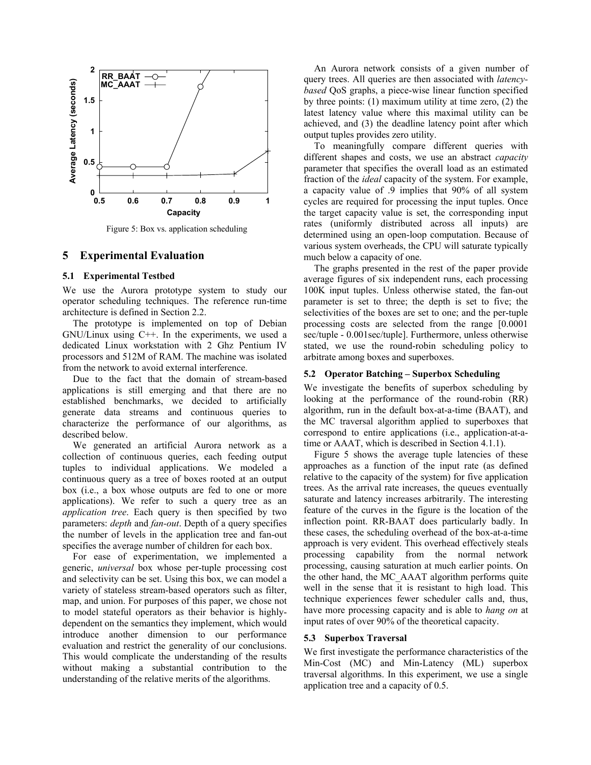Figure 5: Box vs. application scheduling

## 5 Experimental Evaluation

### 5.1 Experimental Testbed

We use the Aurora prototype system to study our operator scheduling techniques. The reference run-time architecture is defined in Section 2.2.

The prototype is implemented on top of Debian GNU/Linux using C++. In the experiments, we used a dedicated Linux workstation with 2 Ghz Pentium IV processors and 512M of RAM. The machine was isolated from the network to avoid external interference.

Due to the fact that the domain of stream-based applications is still emerging and that there are no established benchmarks, we decided to artificially generate data streams and continuous queries to characterize the performance of our algorithms, as described below.

We generated an artificial Aurora network as a collection of continuous queries, each feeding output tuples to individual applications. We modeled a continuous query as a tree of boxes rooted at an output box (i.e., a box whose outputs are fed to one or more applications). We refer to such a query tree as an *application tree*. Each query is then specified by two parameters: *depth* and *fan-out*. Depth of a query specifies the number of levels in the application tree and fan-out specifies the average number of children for each box.

For ease of experimentation, we implemented a generic, *universal* box whose per-tuple processing cost and selectivity can be set. Using this box, we can model a variety of stateless stream-based operators such as filter, map, and union. For purposes of this paper, we chose not to model stateful operators as their behavior is highly-dependent on the semantics they implement, which would introduce another dimension to our performance evaluation and restrict the generality of our conclusions. This would complicate the understanding of the results without making a substantial contribution to the understanding of the relative merits of the algorithms.

An Aurora network consists of a given number of query trees. All queries are then associated with *latency-based* QoS graphs, a piece-wise linear function specified by three points: (1) maximum utility at time zero, (2) the latest latency value where this maximal utility can be achieved, and (3) the deadline latency point after which output tuples provides zero utility.

To meaningfully compare different queries with different shapes and costs, we use an abstract *capacity* parameter that specifies the overall load as an estimated fraction of the *ideal* capacity of the system. For example, a capacity value of .9 implies that 90% of all system cycles are required for processing the input tuples. Once the target capacity value is set, the corresponding input rates (uniformly distributed across all inputs) are determined using an open-loop computation. Because of various system overheads, the CPU will saturate typically much below a capacity of one.

The graphs presented in the rest of the paper provide average figures of six independent runs, each processing 100K input tuples. Unless otherwise stated, the fan-out parameter is set to three; the depth is set to five; the selectivities of the boxes are set to one; and the per-tuple processing costs are selected from the range [0.0001 sec/tuple - 0.001sec/tuple]. Furthermore, unless otherwise stated, we use the round-robin scheduling policy to arbitrate among boxes and superboxes.

### 5.2 Operator Batching – Superbox Scheduling

We investigate the benefits of superbox scheduling by looking at the performance of the round-robin (RR) algorithm, run in the default box-at-a-time (BAAT), and the MC traversal algorithm applied to superboxes that correspond to entire applications (i.e., application-at-a-time or AAAT, which is described in Section 4.1.1).

Figure 5 shows the average tuple latencies of these approaches as a function of the input rate (as defined relative to the capacity of the system) for five application trees. As the arrival rate increases, the queues eventually saturate and latency increases arbitrarily. The interesting feature of the curves in the figure is the location of the inflection point. RR-BAAT does particularly badly. In these cases, the scheduling overhead of the box-at-a-time approach is very evident. This overhead effectively steals processing capability from the normal network processing, causing saturation at much earlier points. On the other hand, the MC_AAAT algorithm performs quite well in the sense that it is resistant to high load. This technique experiences fewer scheduler calls and, thus, have more processing capacity and is able to *hang on* at input rates of over 90% of the theoretical capacity.

### 5.3 Superbox Traversal

We first investigate the performance characteristics of the Min-Cost (MC) and Min-Latency (ML) superbox traversal algorithms. In this experiment, we use a single application tree and a capacity of 0.5.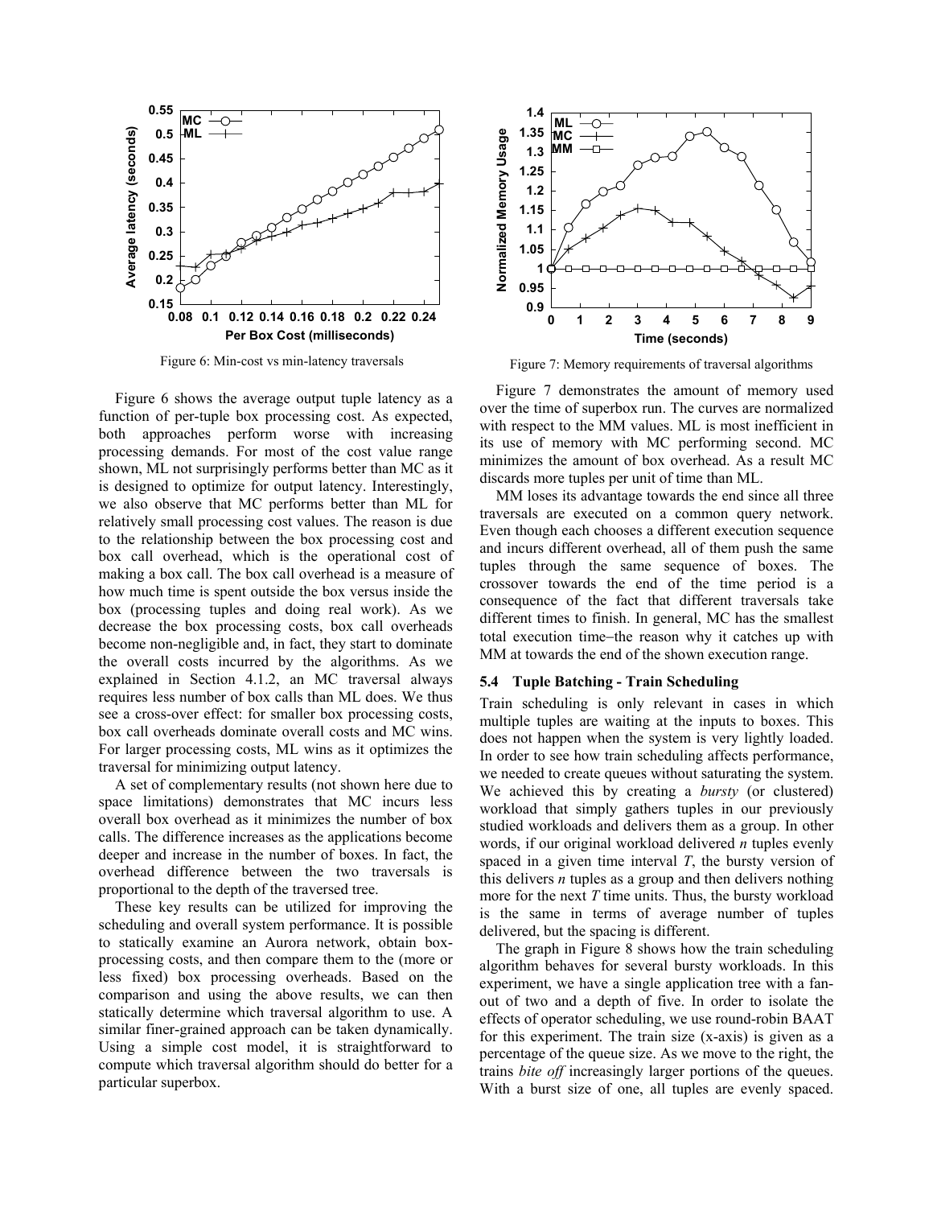0.55
0.5
0.45
0.4
0.35
0.3
0.25
0.2
0.15
Average latency (seconds)
0.08 0.1 0.12 0.14 0.16 0.18 0.2 0.22 0.24
Per Box Cost (milliseconds)
MC
ML

Figure 6: Min-cost vs min-latency traversals

1.4
1.35
1.3
1.25
1.2
1.15
1.1
1.05
1
0.95
0.9
Normalized Memory Usage
0 1 2 3 4 5 6 7 8 9
Time (seconds)
ML
MC
MM

Figure 7: Memory requirements of traversal algorithms

Figure 6 shows the average output tuple latency as a function of per-tuple box processing cost. As expected, both approaches perform worse with increasing processing demands. For most of the cost value range shown, ML not surprisingly performs better than MC as it is designed to optimize for output latency. Interestingly, we also observe that MC performs better than ML for relatively small processing cost values. The reason is due to the relationship between the box processing cost and box call overhead, which is the operational cost of making a box call. The box call overhead is a measure of how much time is spent outside the box versus inside the box (processing tuples and doing real work). As we decrease the box processing costs, box call overheads become non-negligible and, in fact, they start to dominate the overall costs incurred by the algorithms. As we explained in Section 4.1.2, an MC traversal always requires less number of box calls than ML does. We thus see a cross-over effect: for smaller box processing costs, box call overheads dominate overall costs and MC wins. For larger processing costs, ML wins as it optimizes the traversal for minimizing output latency.

A set of complementary results (not shown here due to space limitations) demonstrates that MC incurs less overall box overhead as it minimizes the number of box calls. The difference increases as the applications become deeper and increase in the number of boxes. In fact, the overhead difference between the two traversals is proportional to the depth of the traversed tree.

These key results can be utilized for improving the scheduling and overall system performance. It is possible to statically examine an Aurora network, obtain box-processing costs, and then compare them to the (more or less fixed) box processing overheads. Based on the comparison and using the above results, we can then statically determine which traversal algorithm to use. A similar finer-grained approach can be taken dynamically. Using a simple cost model, it is straightforward to compute which traversal algorithm should do better for a particular superbox.

Figure 7 demonstrates the amount of memory used over the time of superbox run. The curves are normalized with respect to the MM values. ML is most inefficient in its use of memory with MC performing second. MC minimizes the amount of box overhead. As a result MC discards more tuples per unit of time than ML.

MM loses its advantage towards the end since all three traversals are executed on a common query network. Even though each chooses a different execution sequence and incurs different overhead, all of them push the same tuples through the same sequence of boxes. The crossover towards the end of the time period is a consequence of the fact that different traversals take different times to finish. In general, MC has the smallest total execution time−the reason why it catches up with MM at towards the end of the shown execution range.

### 5.4 Tuple Batching - Train Scheduling

Train scheduling is only relevant in cases in which multiple tuples are waiting at the inputs to boxes. This does not happen when the system is very lightly loaded. In order to see how train scheduling affects performance, we needed to create queues without saturating the system. We achieved this by creating a *bursty* (or clustered) workload that simply gathers tuples in our previously studied workloads and delivers them as a group. In other words, if our original workload delivered *n* tuples evenly spaced in a given time interval *T*, the bursty version of this delivers *n* tuples as a group and then delivers nothing more for the next *T* time units. Thus, the bursty workload is the same in terms of average number of tuples delivered, but the spacing is different.

The graph in Figure 8 shows how the train scheduling algorithm behaves for several bursty workloads. In this experiment, we have a single application tree with a fan-out of two and a depth of five. In order to isolate the effects of operator scheduling, we use round-robin BAAT for this experiment. The train size (x-axis) is given as a percentage of the queue size. As we move to the right, the trains *bite off* increasingly larger portions of the queues. With a burst size of one, all tuples are evenly spaced.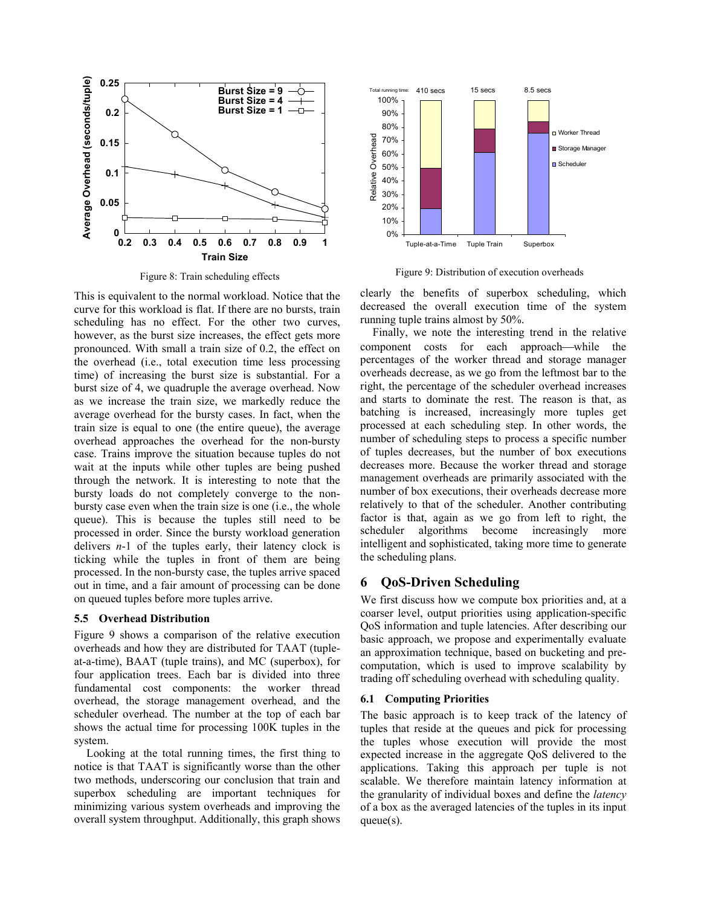Figure 8: Train scheduling effects

This is equivalent to the normal workload. Notice that the curve for this workload is flat. If there are no bursts, train scheduling has no effect. For the other two curves, however, as the burst size increases, the effect gets more pronounced. With small a train size of 0.2, the effect on the overhead (i.e., total execution time less processing time) of increasing the burst size is substantial. For a burst size of 4, we quadruple the average overhead. Now as we increase the train size, we markedly reduce the average overhead for the bursty cases. In fact, when the train size is equal to one (the entire queue), the average overhead approaches the overhead for the non-bursty case. Trains improve the situation because tuples do not wait at the inputs while other tuples are being pushed through the network. It is interesting to note that the bursty loads do not completely converge to the non-bursty case even when the train size is one (i.e., the whole queue). This is because the tuples still need to be processed in order. Since the bursty workload generation delivers $n$-1 of the tuples early, their latency clock is ticking while the tuples in front of them are being processed. In the non-bursty case, the tuples arrive spaced out in time, and a fair amount of processing can be done on queued tuples before more tuples arrive.

### 5.5 Overhead Distribution

Figure 9 shows a comparison of the relative execution overheads and how they are distributed for TAAT (tuple-at-a-time), BAAT (tuple trains), and MC (superbox), for four application trees. Each bar is divided into three fundamental cost components: the worker thread overhead, the storage management overhead, and the scheduler overhead. The number at the top of each bar shows the actual time for processing 100K tuples in the system.

Looking at the total running times, the first thing to notice is that TAAT is significantly worse than the other two methods, underscoring our conclusion that train and superbox scheduling are important techniques for minimizing various system overheads and improving the overall system throughput. Additionally, this graph shows clearly the benefits of superbox scheduling, which decreased the overall execution time of the system running tuple trains almost by 50%.

Figure 9: Distribution of execution overheads

Finally, we note the interesting trend in the relative component costs for each approach—while the percentages of the worker thread and storage manager overheads decrease, as we go from the leftmost bar to the right, the percentage of the scheduler overhead increases and starts to dominate the rest. The reason is that, as batching is increased, increasingly more tuples get processed at each scheduling step. In other words, the number of scheduling steps to process a specific number of tuples decreases, but the number of box executions decreases more. Because the worker thread and storage management overheads are primarily associated with the number of box executions, their overheads decrease more relatively to that of the scheduler. Another contributing factor is that, again as we go from left to right, the scheduler algorithms become increasingly more intelligent and sophisticated, taking more time to generate the scheduling plans.

## 6 QoS-Driven Scheduling

We first discuss how we compute box priorities and, at a coarser level, output priorities using application-specific QoS information and tuple latencies. After describing our basic approach, we propose and experimentally evaluate an approximation technique, based on bucketing and pre-computation, which is used to improve scalability by trading off scheduling overhead with scheduling quality.

### 6.1 Computing Priorities

The basic approach is to keep track of the latency of tuples that reside at the queues and pick for processing the tuples whose execution will provide the most expected increase in the aggregate QoS delivered to the applications. Taking this approach per tuple is not scalable. We therefore maintain latency information at the granularity of individual boxes and define the *latency* of a box as the averaged latencies of the tuples in its input queue(s).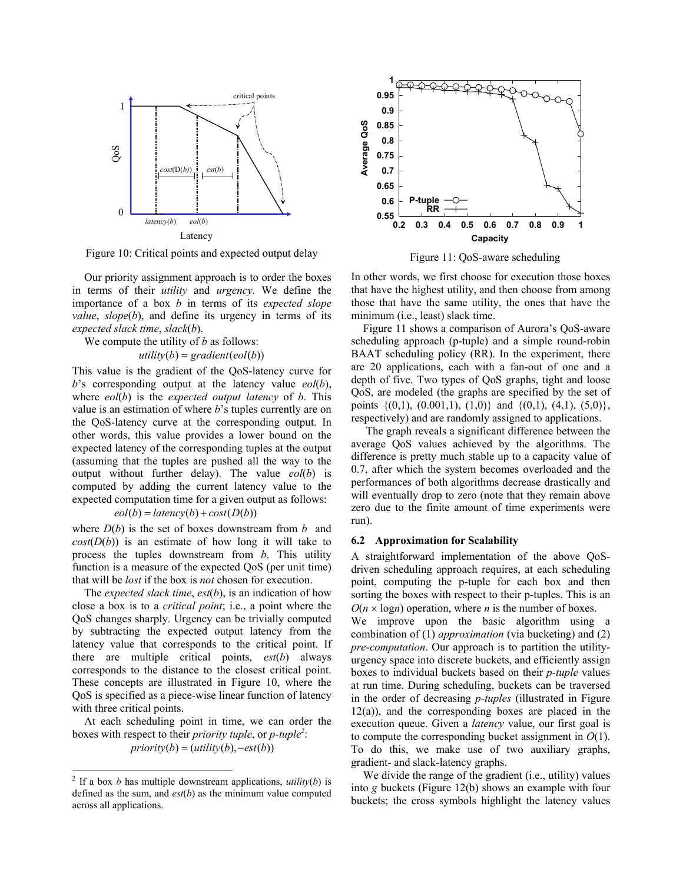critical points

1

QoS

$cost(D(b))$ $est(b)$

0

$latency(b)$ $eol(b)$

Latency

Figure 10: Critical points and expected output delay

Our priority assignment approach is to order the boxes in terms of their *utility* and *urgency*. We define the importance of a box $b$ in terms of its *expected slope value*, $slope(b)$, and define its urgency in terms of its *expected slack time*, $slack(b)$.

We compute the utility of $b$ as follows:

$$utility(b) = gradient(eol(b))$$

This value is the gradient of the QoS-latency curve for $b$'s corresponding output at the latency value $eol(b)$, where $eol(b)$ is the *expected output latency* of $b$. This value is an estimation of where $b$'s tuples currently are on the QoS-latency curve at the corresponding output. In other words, this value provides a lower bound on the expected latency of the corresponding tuples at the output (assuming that the tuples are pushed all the way to the output without further delay). The value $eol(b)$ is computed by adding the current latency value to the expected computation time for a given output as follows:

$$eol(b) = latency(b) + cost(D(b))$$

where $D(b)$ is the set of boxes downstream from $b$ and $cost(D(b))$ is an estimate of how long it will take to process the tuples downstream from $b$. This utility function is a measure of the expected QoS (per unit time) that will be *lost* if the box is *not* chosen for execution.

The *expected slack time*, $est(b)$, is an indication of how close a box is to a *critical point*; i.e., a point where the QoS changes sharply. Urgency can be trivially computed by subtracting the expected output latency from the latency value that corresponds to the critical point. If there are multiple critical points, $est(b)$ always corresponds to the distance to the closest critical point. These concepts are illustrated in Figure 10, where the QoS is specified as a piece-wise linear function of latency with three critical points.

At each scheduling point in time, we can order the boxes with respect to their *priority tuple*, or *p-tuple*[2]:

$$priority(b) = (utility(b), -est(b))$$

[2] If a box $b$ has multiple downstream applications, $utility(b)$ is defined as the sum, and $est(b)$ as the minimum value computed across all applications.

Average QoS

1
0.95
0.9
0.85
0.8
0.75
0.7
0.65
0.6
0.55

P-tuple
RR

0.2 0.3 0.4 0.5 0.6 0.7 0.8 0.9 1

Capacity

Figure 11: QoS-aware scheduling

In other words, we first choose for execution those boxes that have the highest utility, and then choose from among those that have the same utility, the ones that have the minimum (i.e., least) slack time.

Figure 11 shows a comparison of Aurora's QoS-aware scheduling approach (p-tuple) and a simple round-robin BAAT scheduling policy (RR). In the experiment, there are 20 applications, each with a fan-out of one and a depth of five. Two types of QoS graphs, tight and loose QoS, are modeled (the graphs are specified by the set of points {(0,1), (0.001,1), (1,0)} and {(0,1), (4,1), (5,0)}, respectively) and are randomly assigned to applications.

The graph reveals a significant difference between the average QoS values achieved by the algorithms. The difference is pretty much stable up to a capacity value of 0.7, after which the system becomes overloaded and the performances of both algorithms decrease drastically and will eventually drop to zero (note that they remain above zero due to the finite amount of time experiments were run).

### 6.2 Approximation for Scalability

A straightforward implementation of the above QoS-driven scheduling approach requires, at each scheduling point, computing the p-tuple for each box and then sorting the boxes with respect to their p-tuples. This is an $O(n \times \log n)$ operation, where $n$ is the number of boxes.

We improve upon the basic algorithm using a combination of (1) *approximation* (via bucketing) and (2) *pre-computation*. Our approach is to partition the utility-urgency space into discrete buckets, and efficiently assign boxes to individual buckets based on their *p-tuple* values at run time. During scheduling, buckets can be traversed in the order of decreasing *p-tuples* (illustrated in Figure 12(a)), and the corresponding boxes are placed in the execution queue. Given a *latency* value, our first goal is to compute the corresponding bucket assignment in $O(1)$. To do this, we make use of two auxiliary graphs, gradient- and slack-latency graphs.

We divide the range of the gradient (i.e., utility) values into $g$ buckets (Figure 12(b) shows an example with four buckets; the cross symbols highlight the latency values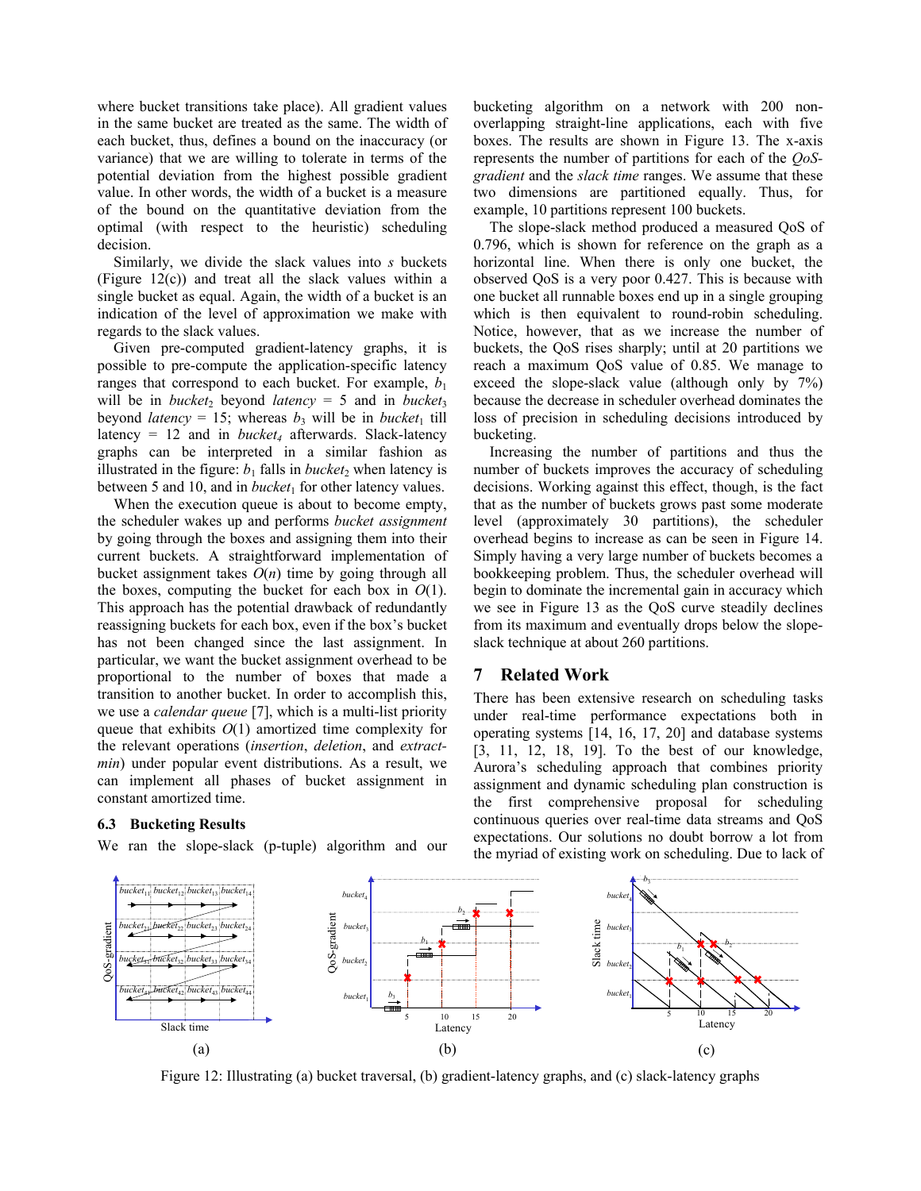where bucket transitions take place). All gradient values in the same bucket are treated as the same. The width of each bucket, thus, defines a bound on the inaccuracy (or variance) that we are willing to tolerate in terms of the potential deviation from the highest possible gradient value. In other words, the width of a bucket is a measure of the bound on the quantitative deviation from the optimal (with respect to the heuristic) scheduling decision.

Similarly, we divide the slack values into $s$ buckets (Figure 12(c)) and treat all the slack values within a single bucket as equal. Again, the width of a bucket is an indication of the level of approximation we make with regards to the slack values.

Given pre-computed gradient-latency graphs, it is possible to pre-compute the application-specific latency ranges that correspond to each bucket. For example, $b_1$ will be in $bucket_2$ beyond *latency* = 5 and in $bucket_3$ beyond *latency* = 15; whereas $b_3$ will be in $bucket_1$ till latency = 12 and in $bucket_4$ afterwards. Slack-latency graphs can be interpreted in a similar fashion as illustrated in the figure: $b_1$ falls in $bucket_2$ when latency is between 5 and 10, and in $bucket_1$ for other latency values.

When the execution queue is about to become empty, the scheduler wakes up and performs *bucket assignment* by going through the boxes and assigning them into their current buckets. A straightforward implementation of bucket assignment takes $O(n)$ time by going through all the boxes, computing the bucket for each box in $O(1)$. This approach has the potential drawback of redundantly reassigning buckets for each box, even if the box's bucket has not been changed since the last assignment. In particular, we want the bucket assignment overhead to be proportional to the number of boxes that made a transition to another bucket. In order to accomplish this, we use a *calendar queue* [7], which is a multi-list priority queue that exhibits $O(1)$ amortized time complexity for the relevant operations (*insertion*, *deletion*, and *extract-min*) under popular event distributions. As a result, we can implement all phases of bucket assignment in constant amortized time.

### 6.3 Bucketing Results

We ran the slope-slack (p-tuple) algorithm and our bucketing algorithm on a network with 200 non-overlapping straight-line applications, each with five boxes. The results are shown in Figure 13. The x-axis represents the number of partitions for each of the *QoS-gradient* and the *slack time* ranges. We assume that these two dimensions are partitioned equally. Thus, for example, 10 partitions represent 100 buckets.

The slope-slack method produced a measured QoS of 0.796, which is shown for reference on the graph as a horizontal line. When there is only one bucket, the observed QoS is a very poor 0.427. This is because with one bucket all runnable boxes end up in a single grouping which is then equivalent to round-robin scheduling. Notice, however, that as we increase the number of buckets, the QoS rises sharply; until at 20 partitions we reach a maximum QoS value of 0.85. We manage to exceed the slope-slack value (although only by 7%) because the decrease in scheduler overhead dominates the loss of precision in scheduling decisions introduced by bucketing.

Increasing the number of partitions and thus the number of buckets improves the accuracy of scheduling decisions. Working against this effect, though, is the fact that as the number of buckets grows past some moderate level (approximately 30 partitions), the scheduler overhead begins to increase as can be seen in Figure 14. Simply having a very large number of buckets becomes a bookkeeping problem. Thus, the scheduler overhead will begin to dominate the incremental gain in accuracy which we see in Figure 13 as the QoS curve steadily declines from its maximum and eventually drops below the slope-slack technique at about 260 partitions.

## 7 Related Work

There has been extensive research on scheduling tasks under real-time performance expectations both in operating systems [14, 16, 17, 20] and database systems [3, 11, 12, 18, 19]. To the best of our knowledge, Aurora's scheduling approach that combines priority assignment and dynamic scheduling plan construction is the first comprehensive proposal for scheduling continuous queries over real-time data streams and QoS expectations. Our solutions no doubt borrow a lot from the myriad of existing work on scheduling. Due to lack of

Figure 12: Illustrating (a) bucket traversal, (b) gradient-latency graphs, and (c) slack-latency graphs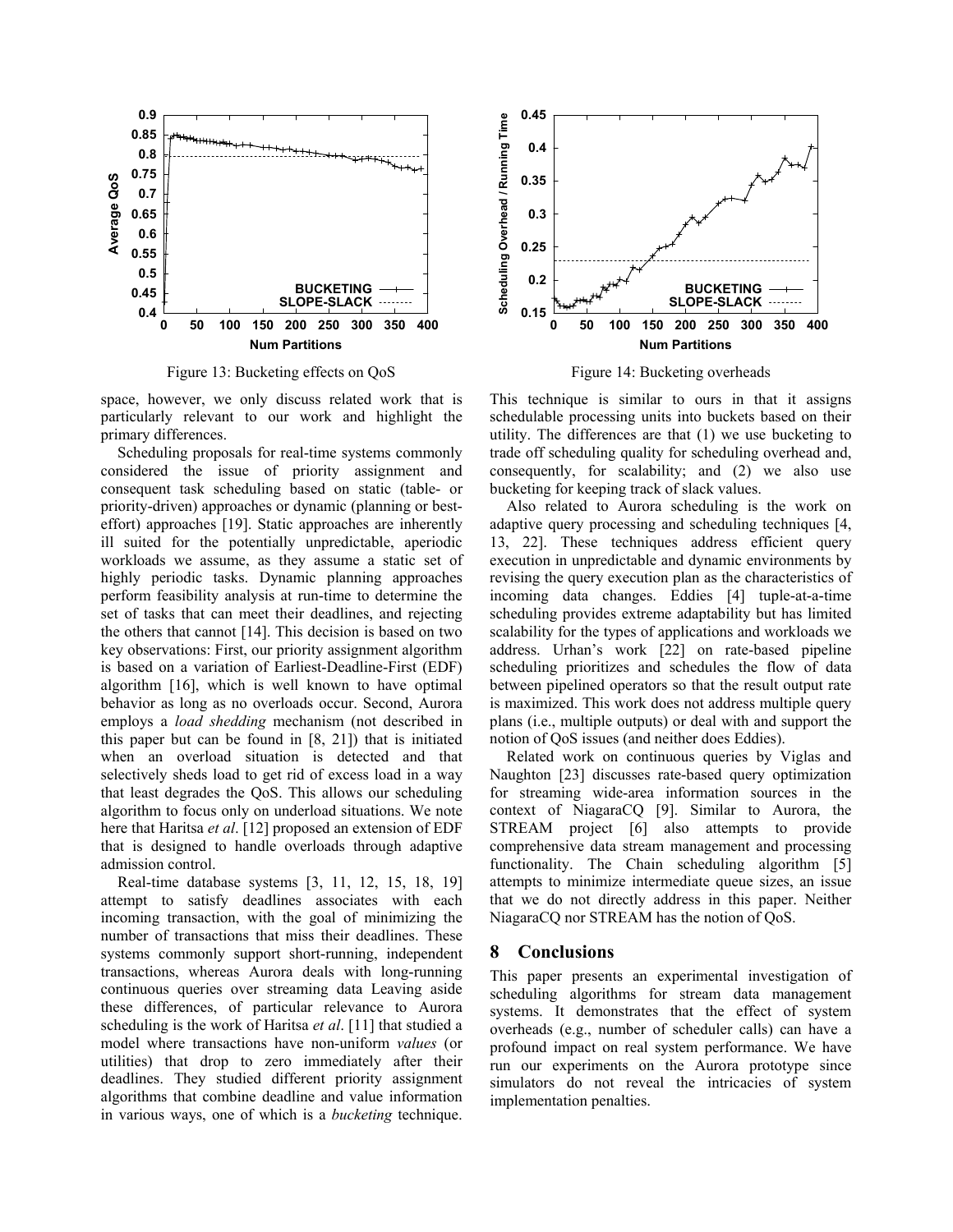Figure 13: Bucketing effects on QoS

Figure 14: Bucketing overheads

space, however, we only discuss related work that is particularly relevant to our work and highlight the primary differences.

Scheduling proposals for real-time systems commonly considered the issue of priority assignment and consequent task scheduling based on static (table- or priority-driven) approaches or dynamic (planning or best-effort) approaches [19]. Static approaches are inherently ill suited for the potentially unpredictable, aperiodic workloads we assume, as they assume a static set of highly periodic tasks. Dynamic planning approaches perform feasibility analysis at run-time to determine the set of tasks that can meet their deadlines, and rejecting the others that cannot [14]. This decision is based on two key observations: First, our priority assignment algorithm is based on a variation of Earliest-Deadline-First (EDF) algorithm [16], which is well known to have optimal behavior as long as no overloads occur. Second, Aurora employs a *load shedding* mechanism (not described in this paper but can be found in [8, 21]) that is initiated when an overload situation is detected and that selectively sheds load to get rid of excess load in a way that least degrades the QoS. This allows our scheduling algorithm to focus only on underload situations. We note here that Haritsa *et al*. [12] proposed an extension of EDF that is designed to handle overloads through adaptive admission control.

Real-time database systems [3, 11, 12, 15, 18, 19] attempt to satisfy deadlines associates with each incoming transaction, with the goal of minimizing the number of transactions that miss their deadlines. These systems commonly support short-running, independent transactions, whereas Aurora deals with long-running continuous queries over streaming data Leaving aside these differences, of particular relevance to Aurora scheduling is the work of Haritsa *et al*. [11] that studied a model where transactions have non-uniform *values* (or utilities) that drop to zero immediately after their deadlines. They studied different priority assignment algorithms that combine deadline and value information in various ways, one of which is a *bucketing* technique. This technique is similar to ours in that it assigns schedulable processing units into buckets based on their utility. The differences are that (1) we use bucketing to trade off scheduling quality for scheduling overhead and, consequently, for scalability; and (2) we also use bucketing for keeping track of slack values.

Also related to Aurora scheduling is the work on adaptive query processing and scheduling techniques [4, 13, 22]. These techniques address efficient query execution in unpredictable and dynamic environments by revising the query execution plan as the characteristics of incoming data changes. Eddies [4] tuple-at-a-time scheduling provides extreme adaptability but has limited scalability for the types of applications and workloads we address. Urhan's work [22] on rate-based pipeline scheduling prioritizes and schedules the flow of data between pipelined operators so that the result output rate is maximized. This work does not address multiple query plans (i.e., multiple outputs) or deal with and support the notion of QoS issues (and neither does Eddies).

Related work on continuous queries by Viglas and Naughton [23] discusses rate-based query optimization for streaming wide-area information sources in the context of NiagaraCQ [9]. Similar to Aurora, the STREAM project [6] also attempts to provide comprehensive data stream management and processing functionality. The Chain scheduling algorithm [5] attempts to minimize intermediate queue sizes, an issue that we do not directly address in this paper. Neither NiagaraCQ nor STREAM has the notion of QoS.

## 8 Conclusions

This paper presents an experimental investigation of scheduling algorithms for stream data management systems. It demonstrates that the effect of system overheads (e.g., number of scheduler calls) can have a profound impact on real system performance. We have run our experiments on the Aurora prototype since simulators do not reveal the intricacies of system implementation penalties.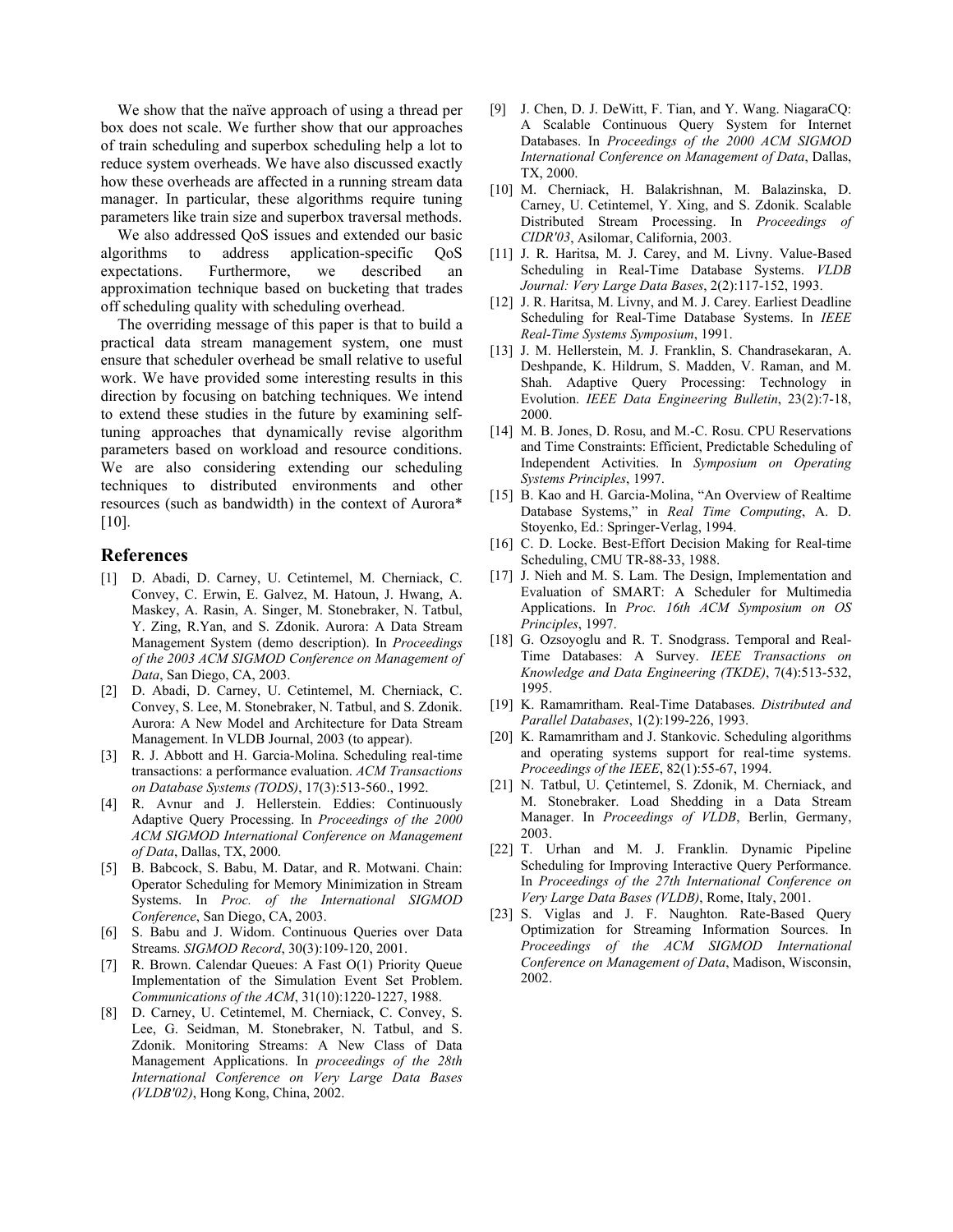We show that the naïve approach of using a thread per box does not scale. We further show that our approaches of train scheduling and superbox scheduling help a lot to reduce system overheads. We have also discussed exactly how these overheads are affected in a running stream data manager. In particular, these algorithms require tuning parameters like train size and superbox traversal methods.

We also addressed QoS issues and extended our basic algorithms to address application-specific QoS expectations. Furthermore, we described an approximation technique based on bucketing that trades off scheduling quality with scheduling overhead.

The overriding message of this paper is that to build a practical data stream management system, one must ensure that scheduler overhead be small relative to useful work. We have provided some interesting results in this direction by focusing on batching techniques. We intend to extend these studies in the future by examining self-tuning approaches that dynamically revise algorithm parameters based on workload and resource conditions. We are also considering extending our scheduling techniques to distributed environments and other resources (such as bandwidth) in the context of Aurora* [10].

## References

[1] D. Abadi, D. Carney, U. Cetintemel, M. Cherniack, C. Convey, C. Erwin, E. Galvez, M. Hatoun, J. Hwang, A. Maskey, A. Rasin, A. Singer, M. Stonebraker, N. Tatbul, Y. Zing, R.Yan, and S. Zdonik. Aurora: A Data Stream Management System (demo description). In *Proceedings of the 2003 ACM SIGMOD Conference on Management of Data*, San Diego, CA, 2003.

[2] D. Abadi, D. Carney, U. Cetintemel, M. Cherniack, C. Convey, S. Lee, M. Stonebraker, N. Tatbul, and S. Zdonik. Aurora: A New Model and Architecture for Data Stream Management. In VLDB Journal, 2003 (to appear).

[3] R. J. Abbott and H. Garcia-Molina. Scheduling real-time transactions: a performance evaluation. *ACM Transactions on Database Systems (TODS)*, 17(3):513-560., 1992.

[4] R. Avnur and J. Hellerstein. Eddies: Continuously Adaptive Query Processing. In *Proceedings of the 2000 ACM SIGMOD International Conference on Management of Data*, Dallas, TX, 2000.

[5] B. Babcock, S. Babu, M. Datar, and R. Motwani. Chain: Operator Scheduling for Memory Minimization in Stream Systems. In *Proc. of the International SIGMOD Conference*, San Diego, CA, 2003.

[6] S. Babu and J. Widom. Continuous Queries over Data Streams. *SIGMOD Record*, 30(3):109-120, 2001.

[7] R. Brown. Calendar Queues: A Fast O(1) Priority Queue Implementation of the Simulation Event Set Problem. *Communications of the ACM*, 31(10):1220-1227, 1988.

[8] D. Carney, U. Cetintemel, M. Cherniack, C. Convey, S. Lee, G. Seidman, M. Stonebraker, N. Tatbul, and S. Zdonik. Monitoring Streams: A New Class of Data Management Applications. In *proceedings of the 28th International Conference on Very Large Data Bases (VLDB'02)*, Hong Kong, China, 2002.

[9] J. Chen, D. J. DeWitt, F. Tian, and Y. Wang. NiagaraCQ: A Scalable Continuous Query System for Internet Databases. In *Proceedings of the 2000 ACM SIGMOD International Conference on Management of Data*, Dallas, TX, 2000.

[10] M. Cherniack, H. Balakrishnan, M. Balazinska, D. Carney, U. Cetintemel, Y. Xing, and S. Zdonik. Scalable Distributed Stream Processing. In *Proceedings of CIDR'03*, Asilomar, California, 2003.

[11] J. R. Haritsa, M. J. Carey, and M. Livny. Value-Based Scheduling in Real-Time Database Systems. *VLDB Journal: Very Large Data Bases*, 2(2):117-152, 1993.

[12] J. R. Haritsa, M. Livny, and M. J. Carey. Earliest Deadline Scheduling for Real-Time Database Systems. In *IEEE Real-Time Systems Symposium*, 1991.

[13] J. M. Hellerstein, M. J. Franklin, S. Chandrasekaran, A. Deshpande, K. Hildrum, S. Madden, V. Raman, and M. Shah. Adaptive Query Processing: Technology in Evolution. *IEEE Data Engineering Bulletin*, 23(2):7-18, 2000.

[14] M. B. Jones, D. Rosu, and M.-C. Rosu. CPU Reservations and Time Constraints: Efficient, Predictable Scheduling of Independent Activities. In *Symposium on Operating Systems Principles*, 1997.

[15] B. Kao and H. Garcia-Molina, "An Overview of Realtime Database Systems," in *Real Time Computing*, A. D. Stoyenko, Ed.: Springer-Verlag, 1994.

[16] C. D. Locke. Best-Effort Decision Making for Real-time Scheduling, CMU TR-88-33, 1988.

[17] J. Nieh and M. S. Lam. The Design, Implementation and Evaluation of SMART: A Scheduler for Multimedia Applications. In *Proc. 16th ACM Symposium on OS Principles*, 1997.

[18] G. Ozsoyoglu and R. T. Snodgrass. Temporal and Real-Time Databases: A Survey. *IEEE Transactions on Knowledge and Data Engineering (TKDE)*, 7(4):513-532, 1995.

[19] K. Ramamritham. Real-Time Databases. *Distributed and Parallel Databases*, 1(2):199-226, 1993.

[20] K. Ramamritham and J. Stankovic. Scheduling algorithms and operating systems support for real-time systems. *Proceedings of the IEEE*, 82(1):55-67, 1994.

[21] N. Tatbul, U. Çetintemel, S. Zdonik, M. Cherniack, and M. Stonebraker. Load Shedding in a Data Stream Manager. In *Proceedings of VLDB*, Berlin, Germany, 2003.

[22] T. Urhan and M. J. Franklin. Dynamic Pipeline Scheduling for Improving Interactive Query Performance. In *Proceedings of the 27th International Conference on Very Large Data Bases (VLDB)*, Rome, Italy, 2001.

[23] S. Viglas and J. F. Naughton. Rate-Based Query Optimization for Streaming Information Sources. In *Proceedings of the ACM SIGMOD International Conference on Management of Data*, Madison, Wisconsin, 2002.